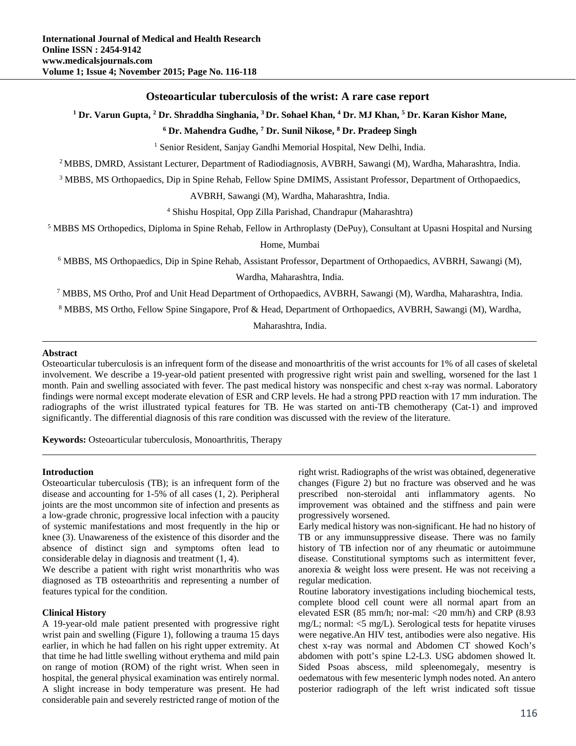# Osteoarticular tuberculosis of the wrist: A rare case report

[1] Dr. Varun Gupta, [2] Dr. Shraddha Singhania, [3] Dr. Sohael Khan, [4] Dr. MJ Khan, [5] Dr. Karan Kishor Mane, [6] Dr. Mahendra Gudhe, [7] Dr. Sunil Nikose, [8] Dr. Pradeep Singh

[1] Senior Resident, Sanjay Gandhi Memorial Hospital, New Delhi, India.

[2] MBBS, DMRD, Assistant Lecturer, Department of Radiodiagnosis, AVBRH, Sawangi (M), Wardha, Maharashtra, India.

[3] MBBS, MS Orthopaedics, Dip in Spine Rehab, Fellow Spine DMIMS, Assistant Professor, Department of Orthopaedics, AVBRH, Sawangi (M), Wardha, Maharashtra, India.

[4] Shishu Hospital, Opp Zilla Parishad, Chandrapur (Maharashtra)

[5] MBBS MS Orthopedics, Diploma in Spine Rehab, Fellow in Arthroplasty (DePuy), Consultant at Upasni Hospital and Nursing Home, Mumbai

[6] MBBS, MS Orthopaedics, Dip in Spine Rehab, Assistant Professor, Department of Orthopaedics, AVBRH, Sawangi (M), Wardha, Maharashtra, India.

[7] MBBS, MS Ortho, Prof and Unit Head Department of Orthopaedics, AVBRH, Sawangi (M), Wardha, Maharashtra, India.

[8] MBBS, MS Ortho, Fellow Spine Singapore, Prof & Head, Department of Orthopaedics, AVBRH, Sawangi (M), Wardha, Maharashtra, India.

## Abstract

Osteoarticular tuberculosis is an infrequent form of the disease and monoarthritis of the wrist accounts for 1% of all cases of skeletal involvement. We describe a 19-year-old patient presented with progressive right wrist pain and swelling, worsened for the last 1 month. Pain and swelling associated with fever. The past medical history was nonspecific and chest x-ray was normal. Laboratory findings were normal except moderate elevation of ESR and CRP levels. He had a strong PPD reaction with 17 mm induration. The radiographs of the wrist illustrated typical features for TB. He was started on anti-TB chemotherapy (Cat-1) and improved significantly. The differential diagnosis of this rare condition was discussed with the review of the literature.

**Keywords:** Osteoarticular tuberculosis, Monoarthritis, Therapy

## Introduction

Osteoarticular tuberculosis (TB); is an infrequent form of the disease and accounting for 1-5% of all cases (1, 2). Peripheral joints are the most uncommon site of infection and presents as a low-grade chronic, progressive local infection with a paucity of systemic manifestations and most frequently in the hip or knee (3). Unawareness of the existence of this disorder and the absence of distinct sign and symptoms often lead to considerable delay in diagnosis and treatment (1, 4).

We describe a patient with right wrist monarthritis who was diagnosed as TB osteoarthritis and representing a number of features typical for the condition.

## Clinical History

A 19-year-old male patient presented with progressive right wrist pain and swelling (Figure 1), following a trauma 15 days earlier, in which he had fallen on his right upper extremity. At that time he had little swelling without erythema and mild pain on range of motion (ROM) of the right wrist. When seen in hospital, the general physical examination was entirely normal. A slight increase in body temperature was present. He had considerable pain and severely restricted range of motion of the right wrist. Radiographs of the wrist was obtained, degenerative changes (Figure 2) but no fracture was observed and he was prescribed non-steroidal anti inflammatory agents. No improvement was obtained and the stiffness and pain were progressively worsened.

Early medical history was non-significant. He had no history of TB or any immunsuppressive disease. There was no family history of TB infection nor of any rheumatic or autoimmune disease. Constitutional symptoms such as intermittent fever, anorexia & weight loss were present. He was not receiving a regular medication.

Routine laboratory investigations including biochemical tests, complete blood cell count were all normal apart from an elevated ESR (85 mm/h; nor-mal: <20 mm/h) and CRP (8.93 mg/L; normal: <5 mg/L). Serological tests for hepatite viruses were negative.An HIV test, antibodies were also negative. His chest x-ray was normal and Abdomen CT showed Koch's abdomen with pott's spine L2-L3. USG abdomen showed lt. Sided Psoas abscess, mild spleenomegaly, mesentry is oedematous with few mesenteric lymph nodes noted. An antero posterior radiograph of the left wrist indicated soft tissue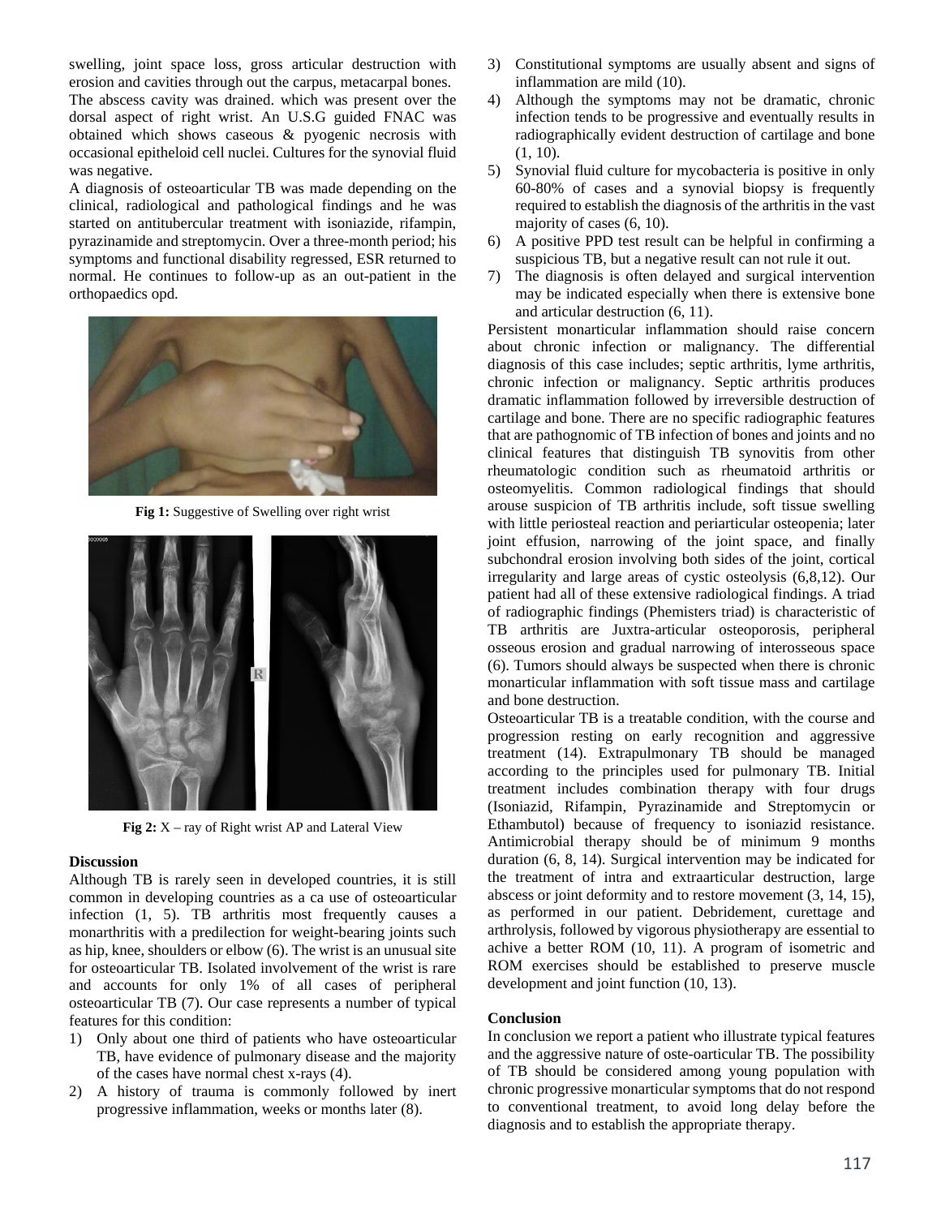swelling, joint space loss, gross articular destruction with erosion and cavities through out the carpus, metacarpal bones.
The abscess cavity was drained. which was present over the dorsal aspect of right wrist. An U.S.G guided FNAC was obtained which shows caseous & pyogenic necrosis with occasional epitheloid cell nuclei. Cultures for the synovial fluid was negative.

A diagnosis of osteoarticular TB was made depending on the clinical, radiological and pathological findings and he was started on antitubercular treatment with isoniazide, rifampin, pyrazinamide and streptomycin. Over a three-month period; his symptoms and functional disability regressed, ESR returned to normal. He continues to follow-up as an out-patient in the orthopaedics opd.

**Fig 1:** Suggestive of Swelling over right wrist

**Fig 2:** X – ray of Right wrist AP and Lateral View

## Discussion

Although TB is rarely seen in developed countries, it is still common in developing countries as a ca use of osteoarticular infection (1, 5). TB arthritis most frequently causes a monarthritis with a predilection for weight-bearing joints such as hip, knee, shoulders or elbow (6). The wrist is an unusual site for osteoarticular TB. Isolated involvement of the wrist is rare and accounts for only 1% of all cases of peripheral osteoarticular TB (7). Our case represents a number of typical features for this condition:

1) Only about one third of patients who have osteoarticular TB, have evidence of pulmonary disease and the majority of the cases have normal chest x-rays (4).
2) A history of trauma is commonly followed by inert progressive inflammation, weeks or months later (8).
3) Constitutional symptoms are usually absent and signs of inflammation are mild (10).
4) Although the symptoms may not be dramatic, chronic infection tends to be progressive and eventually results in radiographically evident destruction of cartilage and bone (1, 10).
5) Synovial fluid culture for mycobacteria is positive in only 60-80% of cases and a synovial biopsy is frequently required to establish the diagnosis of the arthritis in the vast majority of cases (6, 10).
6) A positive PPD test result can be helpful in confirming a suspicious TB, but a negative result can not rule it out.
7) The diagnosis is often delayed and surgical intervention may be indicated especially when there is extensive bone and articular destruction (6, 11).

Persistent monarticular inflammation should raise concern about chronic infection or malignancy. The differential diagnosis of this case includes; septic arthritis, lyme arthritis, chronic infection or malignancy. Septic arthritis produces dramatic inflammation followed by irreversible destruction of cartilage and bone. There are no specific radiographic features that are pathognomic of TB infection of bones and joints and no clinical features that distinguish TB synovitis from other rheumatologic condition such as rheumatoid arthritis or osteomyelitis. Common radiological findings that should arouse suspicion of TB arthritis include, soft tissue swelling with little periosteal reaction and periarticular osteopenia; later joint effusion, narrowing of the joint space, and finally subchondral erosion involving both sides of the joint, cortical irregularity and large areas of cystic osteolysis (6,8,12). Our patient had all of these extensive radiological findings. A triad of radiographic findings (Phemisters triad) is characteristic of TB arthritis are Juxtra-articular osteoporosis, peripheral osseous erosion and gradual narrowing of interosseous space (6). Tumors should always be suspected when there is chronic monarticular inflammation with soft tissue mass and cartilage and bone destruction.

Osteoarticular TB is a treatable condition, with the course and progression resting on early recognition and aggressive treatment (14). Extrapulmonary TB should be managed according to the principles used for pulmonary TB. Initial treatment includes combination therapy with four drugs (Isoniazid, Rifampin, Pyrazinamide and Streptomycin or Ethambutol) because of frequency to isoniazid resistance. Antimicrobial therapy should be of minimum 9 months duration (6, 8, 14). Surgical intervention may be indicated for the treatment of intra and extraarticular destruction, large abscess or joint deformity and to restore movement (3, 14, 15), as performed in our patient. Debridement, curettage and arthrolysis, followed by vigorous physiotherapy are essential to achive a better ROM (10, 11). A program of isometric and ROM exercises should be established to preserve muscle development and joint function (10, 13).

## Conclusion

In conclusion we report a patient who illustrate typical features and the aggressive nature of oste-oarticular TB. The possibility of TB should be considered among young population with chronic progressive monarticular symptoms that do not respond to conventional treatment, to avoid long delay before the diagnosis and to establish the appropriate therapy.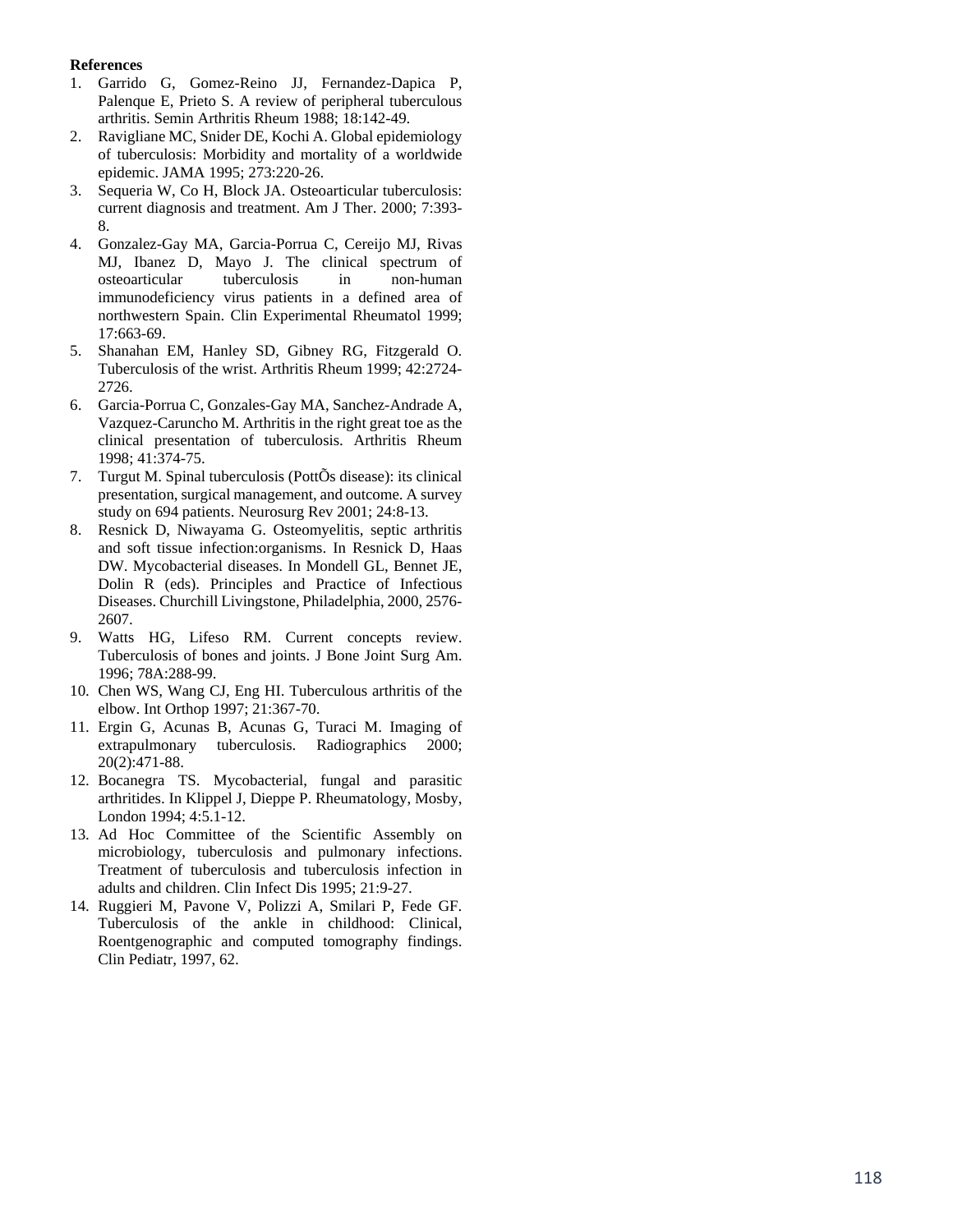**References**

1. Garrido G, Gomez-Reino JJ, Fernandez-Dapica P, Palenque E, Prieto S. A review of peripheral tuberculous arthritis. Semin Arthritis Rheum 1988; 18:142-49.
2. Ravigliane MC, Snider DE, Kochi A. Global epidemiology of tuberculosis: Morbidity and mortality of a worldwide epidemic. JAMA 1995; 273:220-26.
3. Sequeria W, Co H, Block JA. Osteoarticular tuberculosis: current diagnosis and treatment. Am J Ther. 2000; 7:393-8.
4. Gonzalez-Gay MA, Garcia-Porrua C, Cereijo MJ, Rivas MJ, Ibanez D, Mayo J. The clinical spectrum of osteoarticular tuberculosis in non-human immunodeficiency virus patients in a defined area of northwestern Spain. Clin Experimental Rheumatol 1999; 17:663-69.
5. Shanahan EM, Hanley SD, Gibney RG, Fitzgerald O. Tuberculosis of the wrist. Arthritis Rheum 1999; 42:2724-2726.
6. Garcia-Porrua C, Gonzales-Gay MA, Sanchez-Andrade A, Vazquez-Caruncho M. Arthritis in the right great toe as the clinical presentation of tuberculosis. Arthritis Rheum 1998; 41:374-75.
7. Turgut M. Spinal tuberculosis (PottÕs disease): its clinical presentation, surgical management, and outcome. A survey study on 694 patients. Neurosurg Rev 2001; 24:8-13.
8. Resnick D, Niwayama G. Osteomyelitis, septic arthritis and soft tissue infection:organisms. In Resnick D, Haas DW. Mycobacterial diseases. In Mondell GL, Bennet JE, Dolin R (eds). Principles and Practice of Infectious Diseases. Churchill Livingstone, Philadelphia, 2000, 2576-2607.
9. Watts HG, Lifeso RM. Current concepts review. Tuberculosis of bones and joints. J Bone Joint Surg Am. 1996; 78A:288-99.
10. Chen WS, Wang CJ, Eng HI. Tuberculous arthritis of the elbow. Int Orthop 1997; 21:367-70.
11. Ergin G, Acunas B, Acunas G, Turaci M. Imaging of extrapulmonary tuberculosis. Radiographics 2000; 20(2):471-88.
12. Bocanegra TS. Mycobacterial, fungal and parasitic arthritides. In Klippel J, Dieppe P. Rheumatology, Mosby, London 1994; 4:5.1-12.
13. Ad Hoc Committee of the Scientific Assembly on microbiology, tuberculosis and pulmonary infections. Treatment of tuberculosis and tuberculosis infection in adults and children. Clin Infect Dis 1995; 21:9-27.
14. Ruggieri M, Pavone V, Polizzi A, Smilari P, Fede GF. Tuberculosis of the ankle in childhood: Clinical, Roentgenographic and computed tomography findings. Clin Pediatr, 1997, 62.